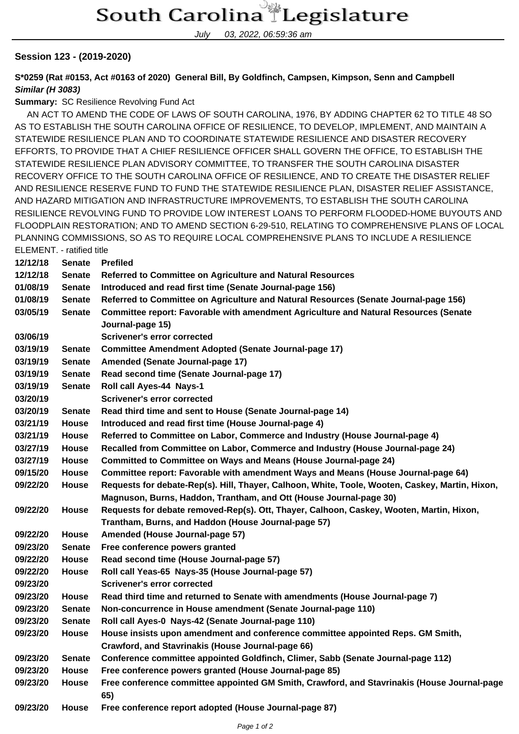# South Carolina Legislature

July 03, 2022, 06:59:36 am

**Session 123 - (2019-2020)**

**S*0259 (Rat #0153, Act #0163 of 2020) General Bill, By Goldfinch, Campsen, Kimpson, Senn and Campbell**
***Similar (H 3083)***

**Summary:** SC Resilience Revolving Fund Act

AN ACT TO AMEND THE CODE OF LAWS OF SOUTH CAROLINA, 1976, BY ADDING CHAPTER 62 TO TITLE 48 SO AS TO ESTABLISH THE SOUTH CAROLINA OFFICE OF RESILIENCE, TO DEVELOP, IMPLEMENT, AND MAINTAIN A STATEWIDE RESILIENCE PLAN AND TO COORDINATE STATEWIDE RESILIENCE AND DISASTER RECOVERY EFFORTS, TO PROVIDE THAT A CHIEF RESILIENCE OFFICER SHALL GOVERN THE OFFICE, TO ESTABLISH THE STATEWIDE RESILIENCE PLAN ADVISORY COMMITTEE, TO TRANSFER THE SOUTH CAROLINA DISASTER RECOVERY OFFICE TO THE SOUTH CAROLINA OFFICE OF RESILIENCE, AND TO CREATE THE DISASTER RELIEF AND RESILIENCE RESERVE FUND TO FUND THE STATEWIDE RESILIENCE PLAN, DISASTER RELIEF ASSISTANCE, AND HAZARD MITIGATION AND INFRASTRUCTURE IMPROVEMENTS, TO ESTABLISH THE SOUTH CAROLINA RESILIENCE REVOLVING FUND TO PROVIDE LOW INTEREST LOANS TO PERFORM FLOODED-HOME BUYOUTS AND FLOODPLAIN RESTORATION; AND TO AMEND SECTION 6-29-510, RELATING TO COMPREHENSIVE PLANS OF LOCAL PLANNING COMMISSIONS, SO AS TO REQUIRE LOCAL COMPREHENSIVE PLANS TO INCLUDE A RESILIENCE ELEMENT. - ratified title

| | | |
|---|---|---|
| **12/12/18** | **Senate** | **Prefiled** |
| **12/12/18** | **Senate** | **Referred to Committee on Agriculture and Natural Resources** |
| **01/08/19** | **Senate** | **Introduced and read first time (Senate Journal-page 156)** |
| **01/08/19** | **Senate** | **Referred to Committee on Agriculture and Natural Resources (Senate Journal-page 156)** |
| **03/05/19** | **Senate** | **Committee report: Favorable with amendment Agriculture and Natural Resources (Senate Journal-page 15)** |
| **03/06/19** | | **Scrivener's error corrected** |
| **03/19/19** | **Senate** | **Committee Amendment Adopted (Senate Journal-page 17)** |
| **03/19/19** | **Senate** | **Amended (Senate Journal-page 17)** |
| **03/19/19** | **Senate** | **Read second time (Senate Journal-page 17)** |
| **03/19/19** | **Senate** | **Roll call Ayes-44 Nays-1** |
| **03/20/19** | | **Scrivener's error corrected** |
| **03/20/19** | **Senate** | **Read third time and sent to House (Senate Journal-page 14)** |
| **03/21/19** | **House** | **Introduced and read first time (House Journal-page 4)** |
| **03/21/19** | **House** | **Referred to Committee on Labor, Commerce and Industry (House Journal-page 4)** |
| **03/27/19** | **House** | **Recalled from Committee on Labor, Commerce and Industry (House Journal-page 24)** |
| **03/27/19** | **House** | **Committed to Committee on Ways and Means (House Journal-page 24)** |
| **09/15/20** | **House** | **Committee report: Favorable with amendment Ways and Means (House Journal-page 64)** |
| **09/22/20** | **House** | **Requests for debate-Rep(s). Hill, Thayer, Calhoon, White, Toole, Wooten, Caskey, Martin, Hixon, Magnuson, Burns, Haddon, Trantham, and Ott (House Journal-page 30)** |
| **09/22/20** | **House** | **Requests for debate removed-Rep(s). Ott, Thayer, Calhoon, Caskey, Wooten, Martin, Hixon, Trantham, Burns, and Haddon (House Journal-page 57)** |
| **09/22/20** | **House** | **Amended (House Journal-page 57)** |
| **09/23/20** | **Senate** | **Free conference powers granted** |
| **09/22/20** | **House** | **Read second time (House Journal-page 57)** |
| **09/22/20** | **House** | **Roll call Yeas-65 Nays-35 (House Journal-page 57)** |
| **09/23/20** | | **Scrivener's error corrected** |
| **09/23/20** | **House** | **Read third time and returned to Senate with amendments (House Journal-page 7)** |
| **09/23/20** | **Senate** | **Non-concurrence in House amendment (Senate Journal-page 110)** |
| **09/23/20** | **Senate** | **Roll call Ayes-0 Nays-42 (Senate Journal-page 110)** |
| **09/23/20** | **House** | **House insists upon amendment and conference committee appointed Reps. GM Smith, Crawford, and Stavrinakis (House Journal-page 66)** |
| **09/23/20** | **Senate** | **Conference committee appointed Goldfinch, Climer, Sabb (Senate Journal-page 112)** |
| **09/23/20** | **House** | **Free conference powers granted (House Journal-page 85)** |
| **09/23/20** | **House** | **Free conference committee appointed GM Smith, Crawford, and Stavrinakis (House Journal-page 65)** |
| **09/23/20** | **House** | **Free conference report adopted (House Journal-page 87)** |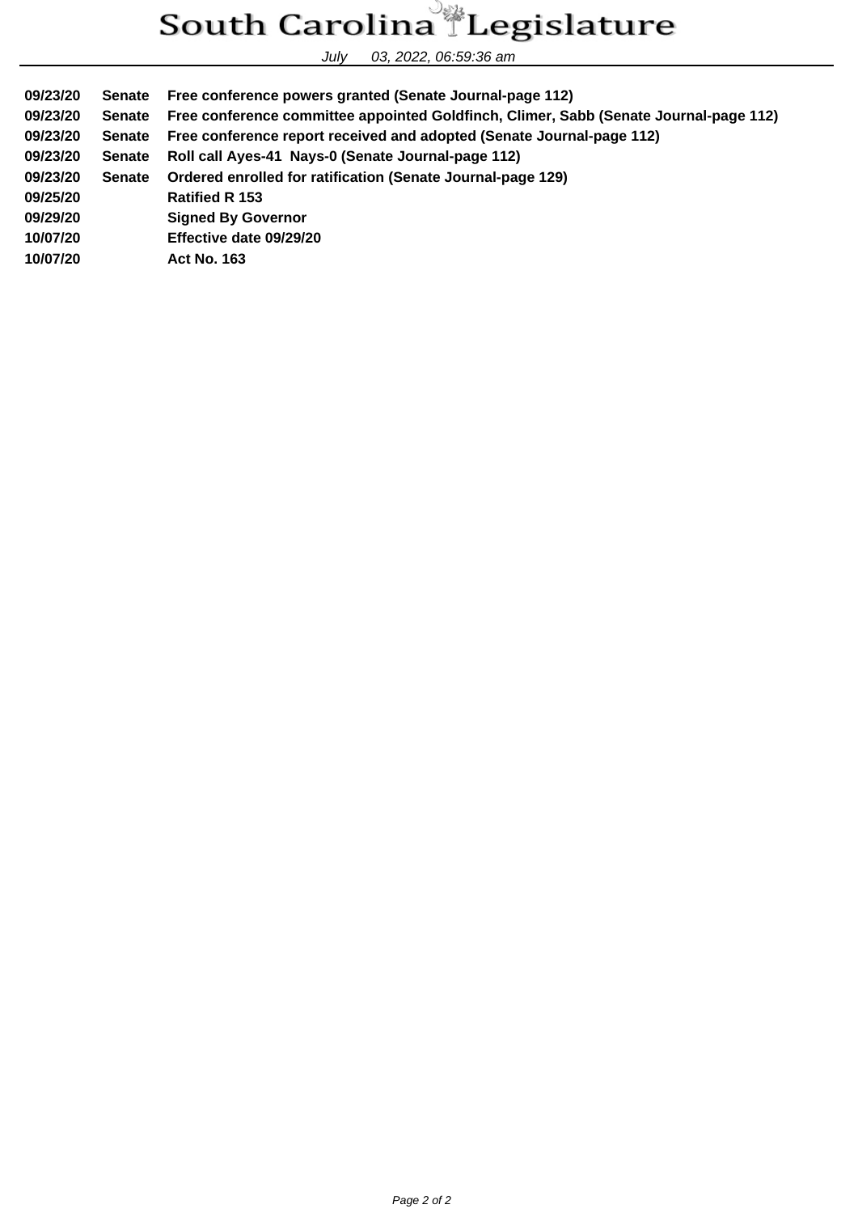| | | |
|---|---|---|
| 09/23/20 | Senate | Free conference powers granted (Senate Journal-page 112) |
| 09/23/20 | Senate | Free conference committee appointed Goldfinch, Climer, Sabb (Senate Journal-page 112) |
| 09/23/20 | Senate | Free conference report received and adopted (Senate Journal-page 112) |
| 09/23/20 | Senate | Roll call Ayes-41 Nays-0 (Senate Journal-page 112) |
| 09/23/20 | Senate | Ordered enrolled for ratification (Senate Journal-page 129) |
| 09/25/20 | | Ratified R 153 |
| 09/29/20 | | Signed By Governor |
| 10/07/20 | | Effective date 09/29/20 |
| 10/07/20 | | Act No. 163 |